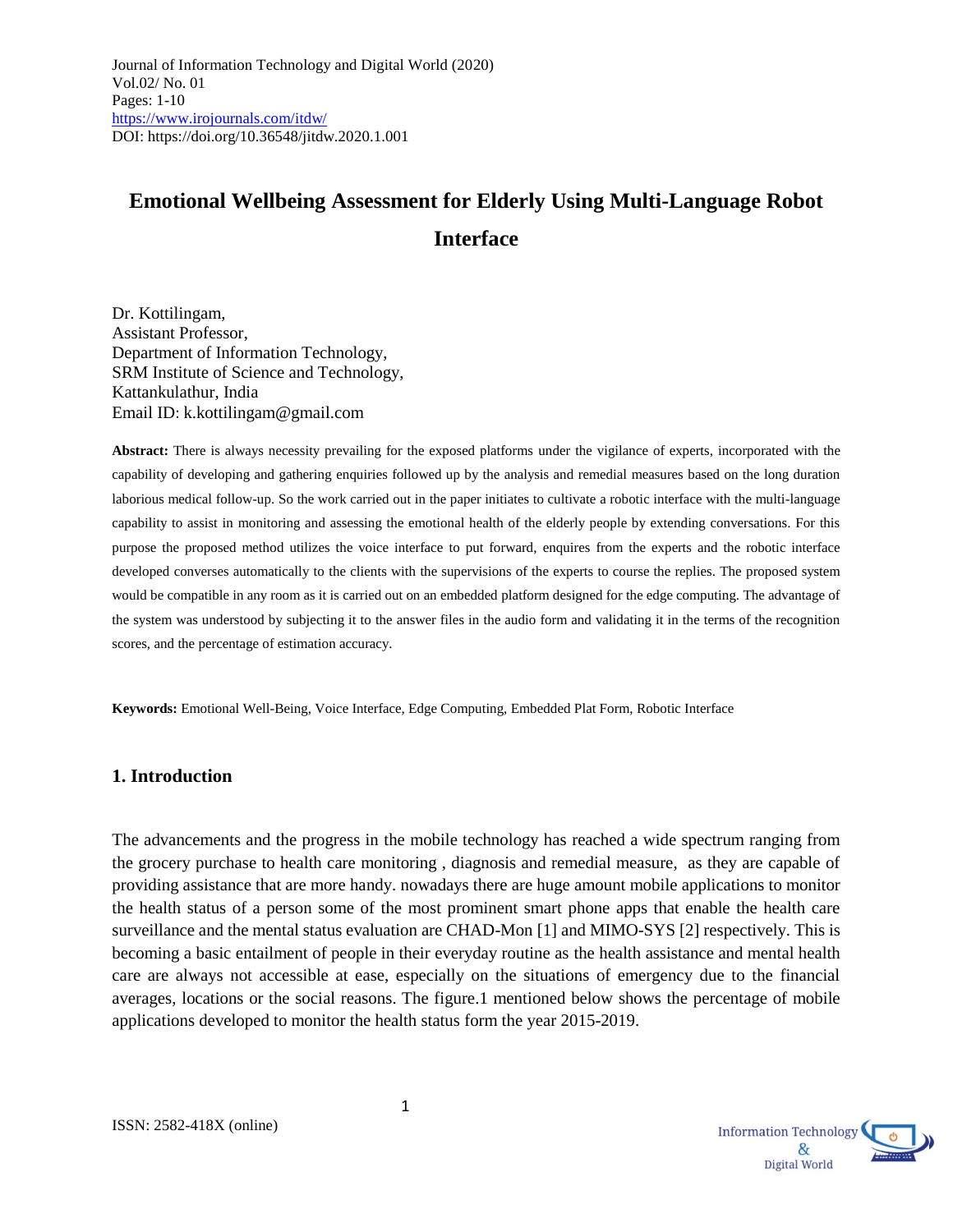# Emotional Wellbeing Assessment for Elderly Using Multi-Language Robot Interface

Dr. Kottilingam,
Assistant Professor,
Department of Information Technology,
SRM Institute of Science and Technology,
Kattankulathur, India
Email ID: k.kottilingam@gmail.com

**Abstract:** There is always necessity prevailing for the exposed platforms under the vigilance of experts, incorporated with the capability of developing and gathering enquiries followed up by the analysis and remedial measures based on the long duration laborious medical follow-up. So the work carried out in the paper initiates to cultivate a robotic interface with the multi-language capability to assist in monitoring and assessing the emotional health of the elderly people by extending conversations. For this purpose the proposed method utilizes the voice interface to put forward, enquires from the experts and the robotic interface developed converses automatically to the clients with the supervisions of the experts to course the replies. The proposed system would be compatible in any room as it is carried out on an embedded platform designed for the edge computing. The advantage of the system was understood by subjecting it to the answer files in the audio form and validating it in the terms of the recognition scores, and the percentage of estimation accuracy.

**Keywords:** Emotional Well-Being, Voice Interface, Edge Computing, Embedded Plat Form, Robotic Interface

## 1. Introduction

The advancements and the progress in the mobile technology has reached a wide spectrum ranging from the grocery purchase to health care monitoring , diagnosis and remedial measure, as they are capable of providing assistance that are more handy. nowadays there are huge amount mobile applications to monitor the health status of a person some of the most prominent smart phone apps that enable the health care surveillance and the mental status evaluation are CHAD-Mon [1] and MIMO-SYS [2] respectively. This is becoming a basic entailment of people in their everyday routine as the health assistance and mental health care are always not accessible at ease, especially on the situations of emergency due to the financial averages, locations or the social reasons. The figure.1 mentioned below shows the percentage of mobile applications developed to monitor the health status form the year 2015-2019.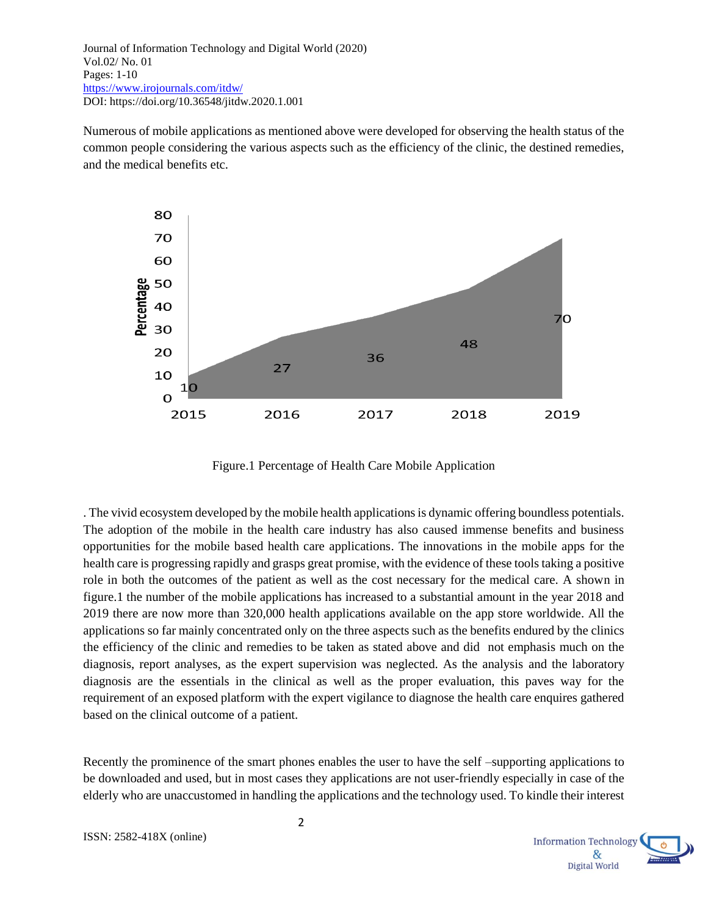Numerous of mobile applications as mentioned above were developed for observing the health status of the common people considering the various aspects such as the efficiency of the clinic, the destined remedies, and the medical benefits etc.

Figure.1 Percentage of Health Care Mobile Application

. The vivid ecosystem developed by the mobile health applications is dynamic offering boundless potentials. The adoption of the mobile in the health care industry has also caused immense benefits and business opportunities for the mobile based health care applications. The innovations in the mobile apps for the health care is progressing rapidly and grasps great promise, with the evidence of these tools taking a positive role in both the outcomes of the patient as well as the cost necessary for the medical care. A shown in figure.1 the number of the mobile applications has increased to a substantial amount in the year 2018 and 2019 there are now more than 320,000 health applications available on the app store worldwide. All the applications so far mainly concentrated only on the three aspects such as the benefits endured by the clinics the efficiency of the clinic and remedies to be taken as stated above and did not emphasis much on the diagnosis, report analyses, as the expert supervision was neglected. As the analysis and the laboratory diagnosis are the essentials in the clinical as well as the proper evaluation, this paves way for the requirement of an exposed platform with the expert vigilance to diagnose the health care enquires gathered based on the clinical outcome of a patient.

Recently the prominence of the smart phones enables the user to have the self –supporting applications to be downloaded and used, but in most cases they applications are not user-friendly especially in case of the elderly who are unaccustomed in handling the applications and the technology used. To kindle their interest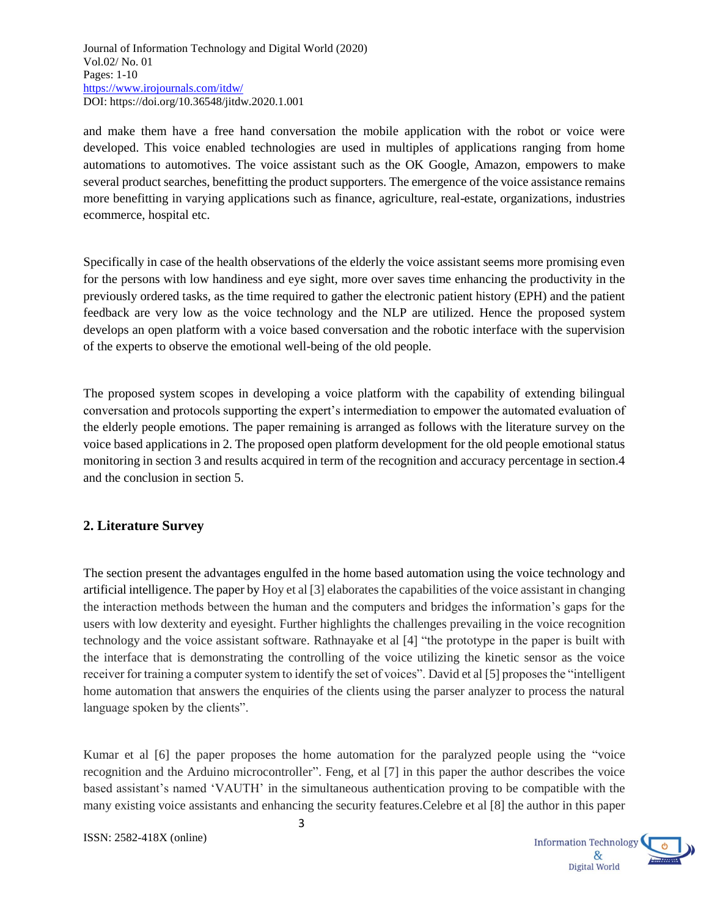and make them have a free hand conversation the mobile application with the robot or voice were developed. This voice enabled technologies are used in multiples of applications ranging from home automations to automotives. The voice assistant such as the OK Google, Amazon, empowers to make several product searches, benefitting the product supporters. The emergence of the voice assistance remains more benefitting in varying applications such as finance, agriculture, real-estate, organizations, industries ecommerce, hospital etc.

Specifically in case of the health observations of the elderly the voice assistant seems more promising even for the persons with low handiness and eye sight, more over saves time enhancing the productivity in the previously ordered tasks, as the time required to gather the electronic patient history (EPH) and the patient feedback are very low as the voice technology and the NLP are utilized. Hence the proposed system develops an open platform with a voice based conversation and the robotic interface with the supervision of the experts to observe the emotional well-being of the old people.

The proposed system scopes in developing a voice platform with the capability of extending bilingual conversation and protocols supporting the expert's intermediation to empower the automated evaluation of the elderly people emotions. The paper remaining is arranged as follows with the literature survey on the voice based applications in 2. The proposed open platform development for the old people emotional status monitoring in section 3 and results acquired in term of the recognition and accuracy percentage in section.4 and the conclusion in section 5.

## 2. Literature Survey

The section present the advantages engulfed in the home based automation using the voice technology and artificial intelligence. The paper by Hoy et al [3] elaborates the capabilities of the voice assistant in changing the interaction methods between the human and the computers and bridges the information's gaps for the users with low dexterity and eyesight. Further highlights the challenges prevailing in the voice recognition technology and the voice assistant software. Rathnayake et al [4] "the prototype in the paper is built with the interface that is demonstrating the controlling of the voice utilizing the kinetic sensor as the voice receiver for training a computer system to identify the set of voices". David et al [5] proposes the "intelligent home automation that answers the enquiries of the clients using the parser analyzer to process the natural language spoken by the clients".

Kumar et al [6] the paper proposes the home automation for the paralyzed people using the "voice recognition and the Arduino microcontroller". Feng, et al [7] in this paper the author describes the voice based assistant's named 'VAUTH' in the simultaneous authentication proving to be compatible with the many existing voice assistants and enhancing the security features.Celebre et al [8] the author in this paper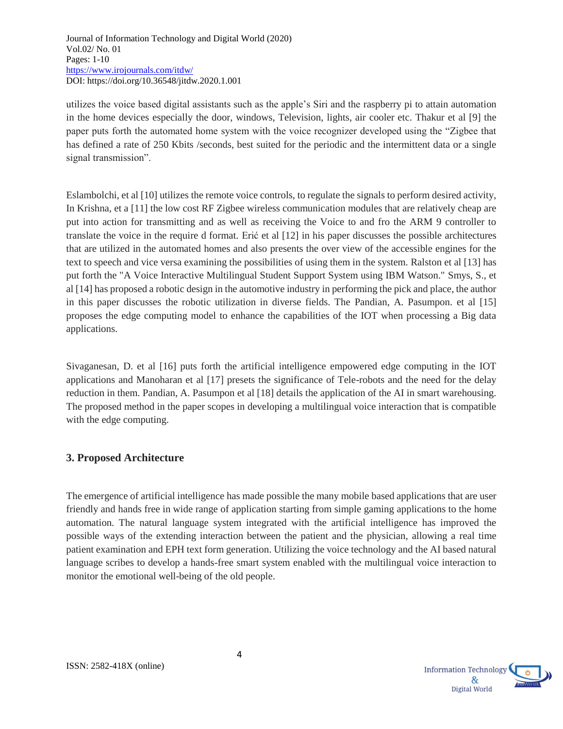utilizes the voice based digital assistants such as the apple's Siri and the raspberry pi to attain automation in the home devices especially the door, windows, Television, lights, air cooler etc. Thakur et al [9] the paper puts forth the automated home system with the voice recognizer developed using the "Zigbee that has defined a rate of 250 Kbits /seconds, best suited for the periodic and the intermittent data or a single signal transmission".

Eslambolchi, et al [10] utilizes the remote voice controls, to regulate the signals to perform desired activity, In Krishna, et a [11] the low cost RF Zigbee wireless communication modules that are relatively cheap are put into action for transmitting and as well as receiving the Voice to and fro the ARM 9 controller to translate the voice in the require d format. Erić et al [12] in his paper discusses the possible architectures that are utilized in the automated homes and also presents the over view of the accessible engines for the text to speech and vice versa examining the possibilities of using them in the system. Ralston et al [13] has put forth the "A Voice Interactive Multilingual Student Support System using IBM Watson." Smys, S., et al [14] has proposed a robotic design in the automotive industry in performing the pick and place, the author in this paper discusses the robotic utilization in diverse fields. The Pandian, A. Pasumpon. et al [15] proposes the edge computing model to enhance the capabilities of the IOT when processing a Big data applications.

Sivaganesan, D. et al [16] puts forth the artificial intelligence empowered edge computing in the IOT applications and Manoharan et al [17] presets the significance of Tele-robots and the need for the delay reduction in them. Pandian, A. Pasumpon et al [18] details the application of the AI in smart warehousing. The proposed method in the paper scopes in developing a multilingual voice interaction that is compatible with the edge computing.

## 3. Proposed Architecture

The emergence of artificial intelligence has made possible the many mobile based applications that are user friendly and hands free in wide range of application starting from simple gaming applications to the home automation. The natural language system integrated with the artificial intelligence has improved the possible ways of the extending interaction between the patient and the physician, allowing a real time patient examination and EPH text form generation. Utilizing the voice technology and the AI based natural language scribes to develop a hands-free smart system enabled with the multilingual voice interaction to monitor the emotional well-being of the old people.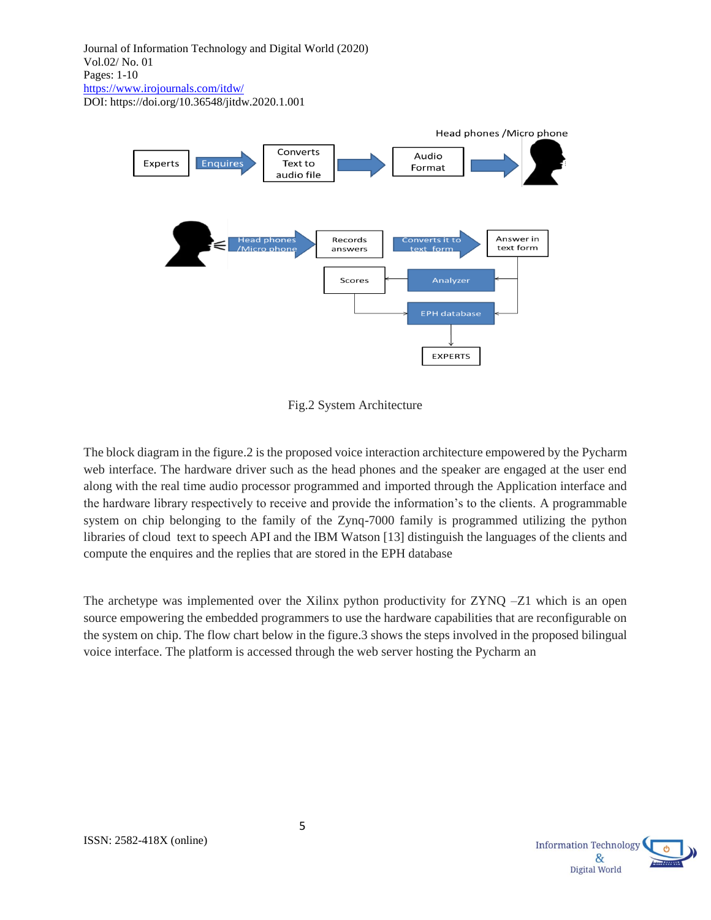Fig.2 System Architecture

The block diagram in the figure.2 is the proposed voice interaction architecture empowered by the Pycharm web interface. The hardware driver such as the head phones and the speaker are engaged at the user end along with the real time audio processor programmed and imported through the Application interface and the hardware library respectively to receive and provide the information's to the clients. A programmable system on chip belonging to the family of the Zynq-7000 family is programmed utilizing the python libraries of cloud text to speech API and the IBM Watson [13] distinguish the languages of the clients and compute the enquires and the replies that are stored in the EPH database

The archetype was implemented over the Xilinx python productivity for ZYNQ –Z1 which is an open source empowering the embedded programmers to use the hardware capabilities that are reconfigurable on the system on chip. The flow chart below in the figure.3 shows the steps involved in the proposed bilingual voice interface. The platform is accessed through the web server hosting the Pycharm an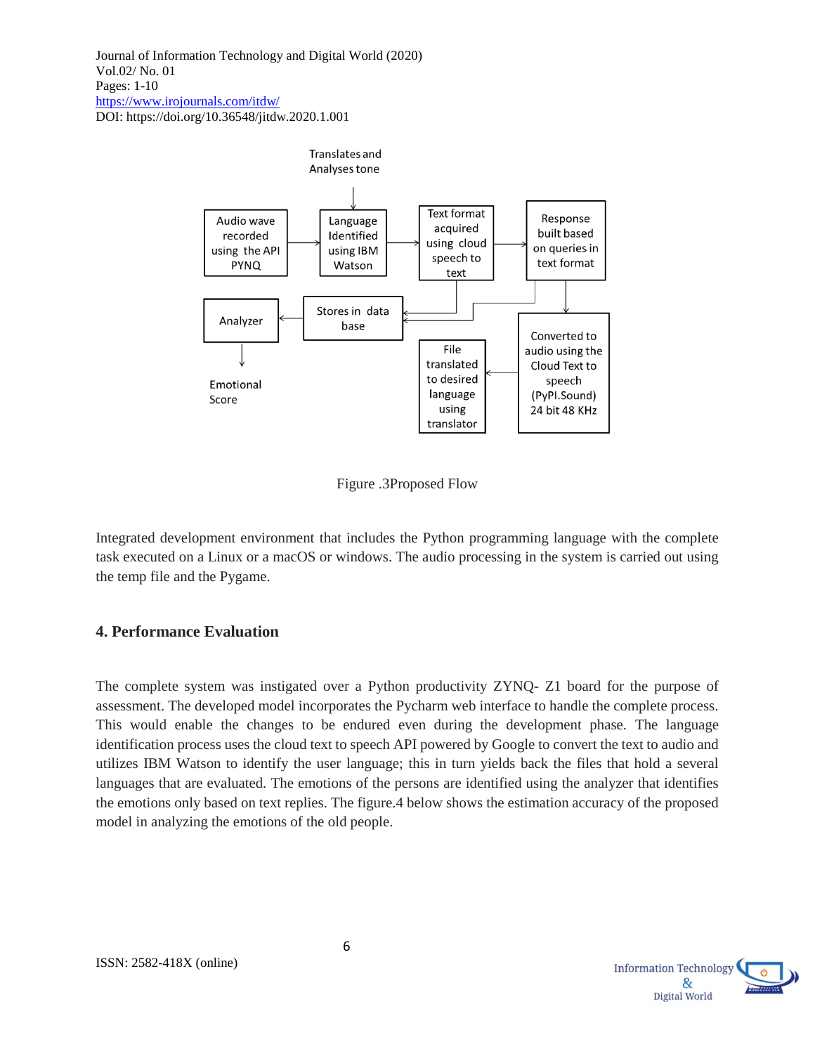Figure .3Proposed Flow

Integrated development environment that includes the Python programming language with the complete task executed on a Linux or a macOS or windows. The audio processing in the system is carried out using the temp file and the Pygame.

## 4. Performance Evaluation

The complete system was instigated over a Python productivity ZYNQ- Z1 board for the purpose of assessment. The developed model incorporates the Pycharm web interface to handle the complete process. This would enable the changes to be endured even during the development phase. The language identification process uses the cloud text to speech API powered by Google to convert the text to audio and utilizes IBM Watson to identify the user language; this in turn yields back the files that hold a several languages that are evaluated. The emotions of the persons are identified using the analyzer that identifies the emotions only based on text replies. The figure.4 below shows the estimation accuracy of the proposed model in analyzing the emotions of the old people.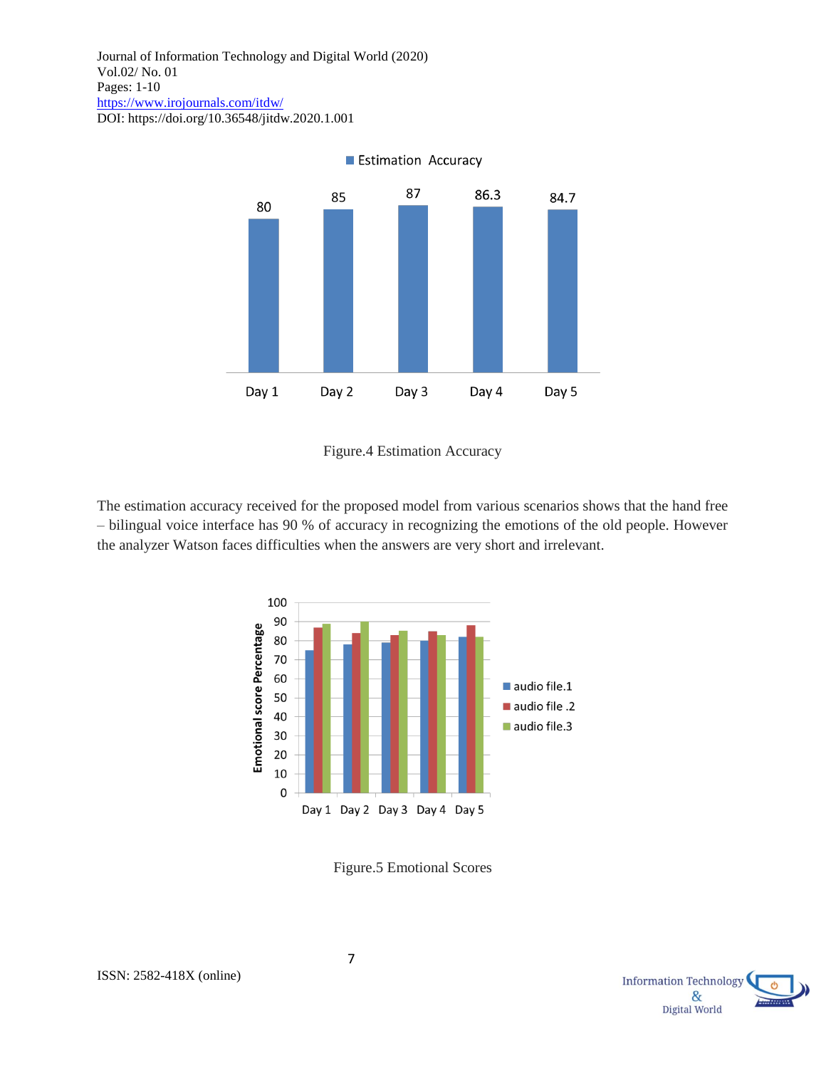Figure.4 Estimation Accuracy

The estimation accuracy received for the proposed model from various scenarios shows that the hand free – bilingual voice interface has 90 % of accuracy in recognizing the emotions of the old people. However the analyzer Watson faces difficulties when the answers are very short and irrelevant.

Figure.5 Emotional Scores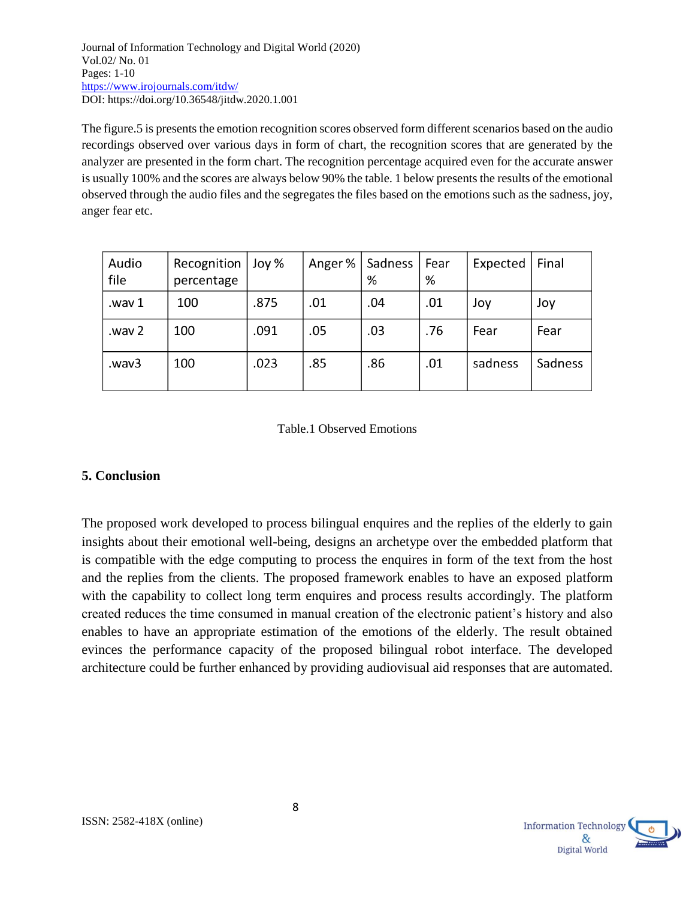The figure.5 is presents the emotion recognition scores observed form different scenarios based on the audio recordings observed over various days in form of chart, the recognition scores that are generated by the analyzer are presented in the form chart. The recognition percentage acquired even for the accurate answer is usually 100% and the scores are always below 90% the table. 1 below presents the results of the emotional observed through the audio files and the segregates the files based on the emotions such as the sadness, joy, anger fear etc.

| Audio file | Recognition percentage | Joy % | Anger % | Sadness % | Fear % | Expected | Final |
|---|---|---|---|---|---|---|---|
| .wav 1 | 100 | .875 | .01 | .04 | .01 | Joy | Joy |
| .wav 2 | 100 | .091 | .05 | .03 | .76 | Fear | Fear |
| .wav3 | 100 | .023 | .85 | .86 | .01 | sadness | Sadness |

Table.1 Observed Emotions

## 5. Conclusion

The proposed work developed to process bilingual enquires and the replies of the elderly to gain insights about their emotional well-being, designs an archetype over the embedded platform that is compatible with the edge computing to process the enquires in form of the text from the host and the replies from the clients. The proposed framework enables to have an exposed platform with the capability to collect long term enquires and process results accordingly. The platform created reduces the time consumed in manual creation of the electronic patient's history and also enables to have an appropriate estimation of the emotions of the elderly. The result obtained evinces the performance capacity of the proposed bilingual robot interface. The developed architecture could be further enhanced by providing audiovisual aid responses that are automated.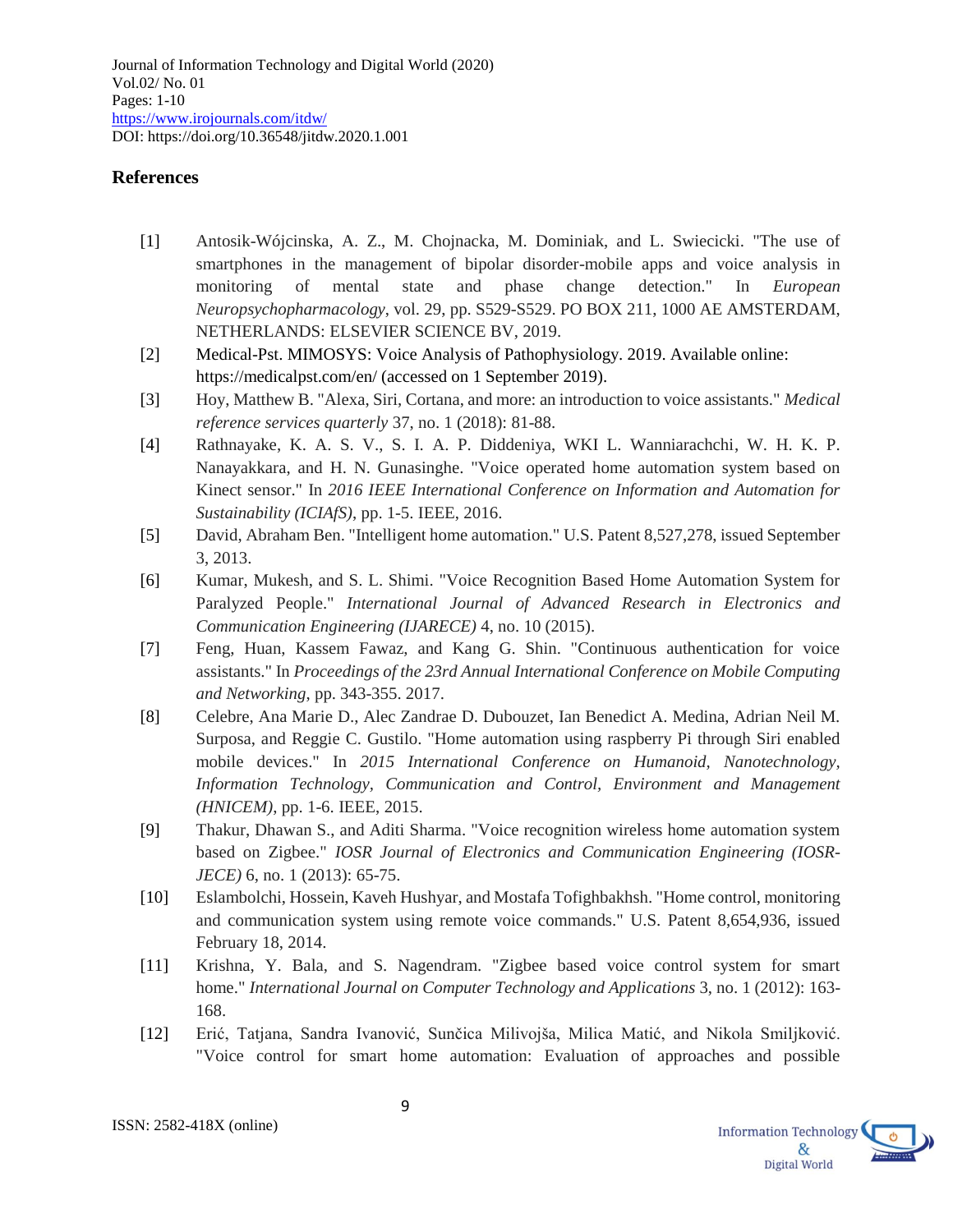## References

[1] Antosik-Wójcinska, A. Z., M. Chojnacka, M. Dominiak, and L. Swiecicki. "The use of smartphones in the management of bipolar disorder-mobile apps and voice analysis in monitoring of mental state and phase change detection." In *European Neuropsychopharmacology*, vol. 29, pp. S529-S529. PO BOX 211, 1000 AE AMSTERDAM, NETHERLANDS: ELSEVIER SCIENCE BV, 2019.

[2] Medical-Pst. MIMOSYS: Voice Analysis of Pathophysiology. 2019. Available online: https://medicalpst.com/en/ (accessed on 1 September 2019).

[3] Hoy, Matthew B. "Alexa, Siri, Cortana, and more: an introduction to voice assistants." *Medical reference services quarterly* 37, no. 1 (2018): 81-88.

[4] Rathnayake, K. A. S. V., S. I. A. P. Diddeniya, WKI L. Wanniarachchi, W. H. K. P. Nanayakkara, and H. N. Gunasinghe. "Voice operated home automation system based on Kinect sensor." In *2016 IEEE International Conference on Information and Automation for Sustainability (ICIAfS)*, pp. 1-5. IEEE, 2016.

[5] David, Abraham Ben. "Intelligent home automation." U.S. Patent 8,527,278, issued September 3, 2013.

[6] Kumar, Mukesh, and S. L. Shimi. "Voice Recognition Based Home Automation System for Paralyzed People." *International Journal of Advanced Research in Electronics and Communication Engineering (IJARECE)* 4, no. 10 (2015).

[7] Feng, Huan, Kassem Fawaz, and Kang G. Shin. "Continuous authentication for voice assistants." In *Proceedings of the 23rd Annual International Conference on Mobile Computing and Networking*, pp. 343-355. 2017.

[8] Celebre, Ana Marie D., Alec Zandrae D. Dubouzet, Ian Benedict A. Medina, Adrian Neil M. Surposa, and Reggie C. Gustilo. "Home automation using raspberry Pi through Siri enabled mobile devices." In *2015 International Conference on Humanoid, Nanotechnology, Information Technology, Communication and Control, Environment and Management (HNICEM)*, pp. 1-6. IEEE, 2015.

[9] Thakur, Dhawan S., and Aditi Sharma. "Voice recognition wireless home automation system based on Zigbee." *IOSR Journal of Electronics and Communication Engineering (IOSR-JECE)* 6, no. 1 (2013): 65-75.

[10] Eslambolchi, Hossein, Kaveh Hushyar, and Mostafa Tofighbakhsh. "Home control, monitoring and communication system using remote voice commands." U.S. Patent 8,654,936, issued February 18, 2014.

[11] Krishna, Y. Bala, and S. Nagendram. "Zigbee based voice control system for smart home." *International Journal on Computer Technology and Applications* 3, no. 1 (2012): 163-168.

[12] Erić, Tatjana, Sandra Ivanović, Sunčica Milivojša, Milica Matić, and Nikola Smiljković. "Voice control for smart home automation: Evaluation of approaches and possible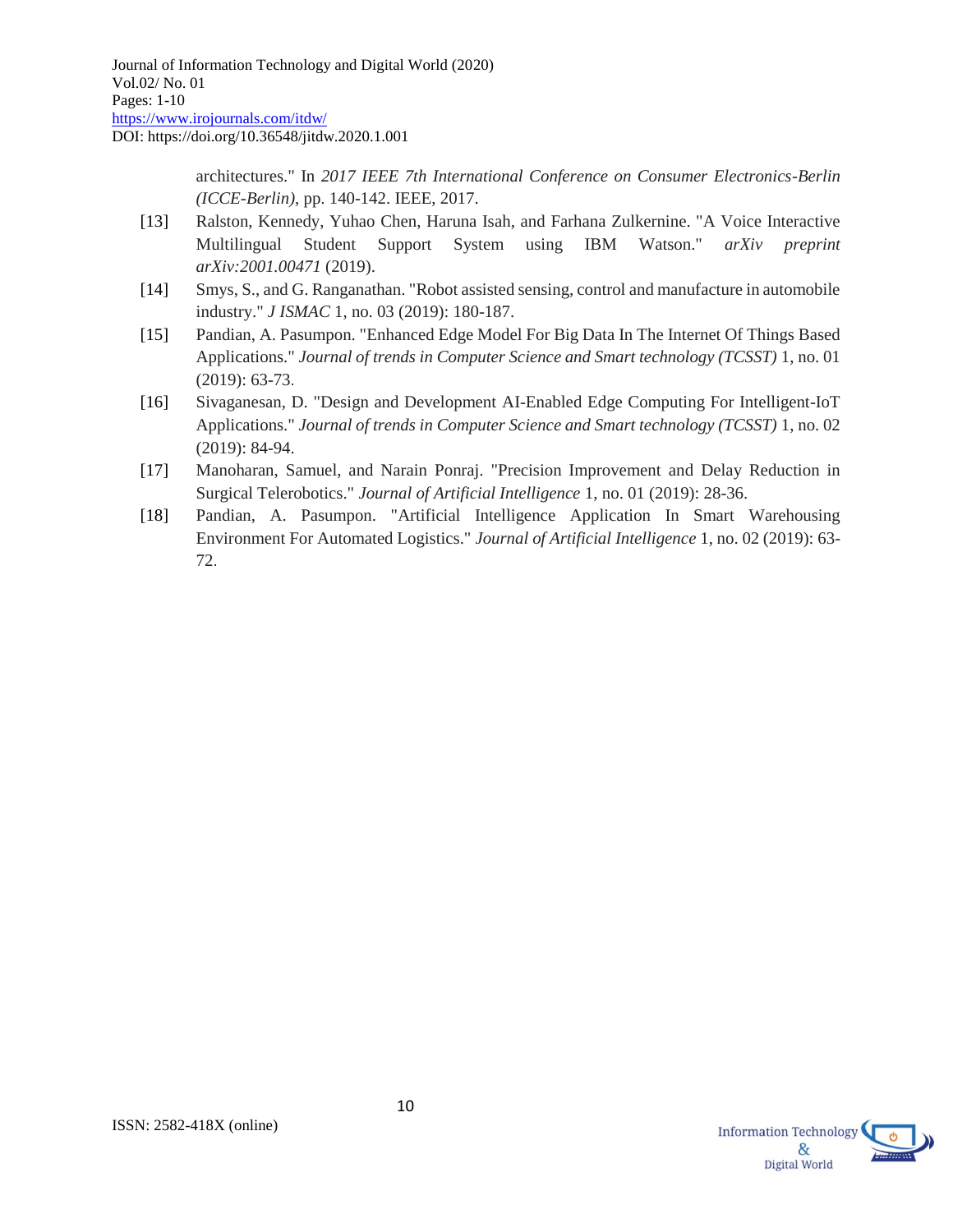architectures." In *2017 IEEE 7th International Conference on Consumer Electronics-Berlin (ICCE-Berlin)*, pp. 140-142. IEEE, 2017.

[13] Ralston, Kennedy, Yuhao Chen, Haruna Isah, and Farhana Zulkernine. "A Voice Interactive Multilingual Student Support System using IBM Watson." *arXiv preprint arXiv:2001.00471* (2019).

[14] Smys, S., and G. Ranganathan. "Robot assisted sensing, control and manufacture in automobile industry." *J ISMAC* 1, no. 03 (2019): 180-187.

[15] Pandian, A. Pasumpon. "Enhanced Edge Model For Big Data In The Internet Of Things Based Applications." *Journal of trends in Computer Science and Smart technology (TCSST)* 1, no. 01 (2019): 63-73.

[16] Sivaganesan, D. "Design and Development AI-Enabled Edge Computing For Intelligent-IoT Applications." *Journal of trends in Computer Science and Smart technology (TCSST)* 1, no. 02 (2019): 84-94.

[17] Manoharan, Samuel, and Narain Ponraj. "Precision Improvement and Delay Reduction in Surgical Telerobotics." *Journal of Artificial Intelligence* 1, no. 01 (2019): 28-36.

[18] Pandian, A. Pasumpon. "Artificial Intelligence Application In Smart Warehousing Environment For Automated Logistics." *Journal of Artificial Intelligence* 1, no. 02 (2019): 63-72.